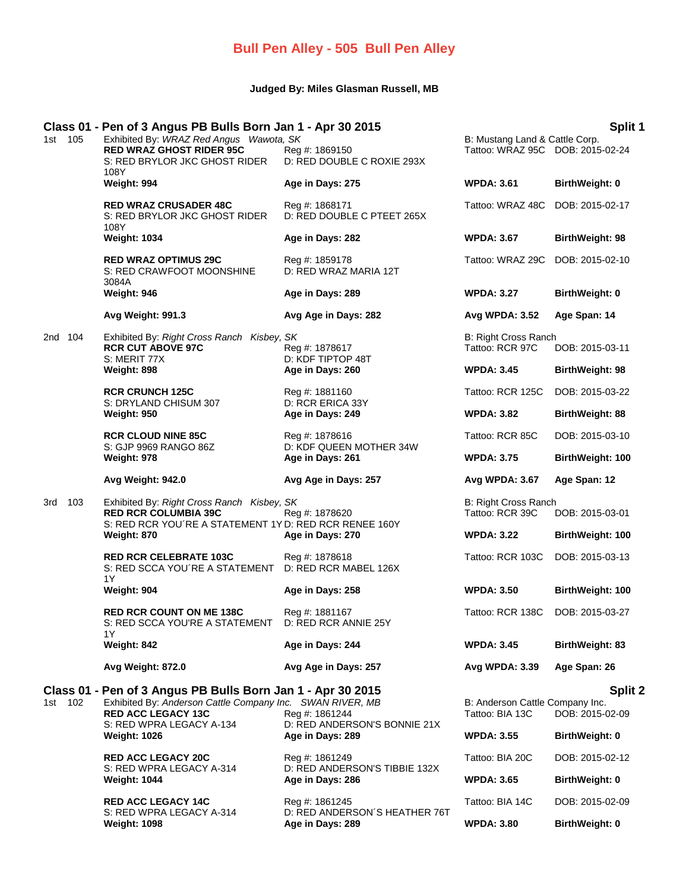# Bull Pen Alley - 505 Bull Pen Alley

**Judged By: Miles Glasman Russell, MB**

## Class 01 - Pen of 3 Angus PB Bulls Born Jan 1 - Apr 30 2015 — Split 1

**1st 105** — Exhibited By: *WRAZ Red Angus Wawota, SK* — B: Mustang Land & Cattle Corp.

| Name | Reg # / Dam | Tattoo / WPDA | DOB / BirthWeight |
|---|---|---|---|
| **RED WRAZ GHOST RIDER 95C** | Reg #: 1869150 | Tattoo: WRAZ 95C | DOB: 2015-02-24 |
| S: RED BRYLOR JKC GHOST RIDER 108Y | D: RED DOUBLE C ROXIE 293X | | |
| **Weight: 994** | **Age in Days: 275** | **WPDA: 3.61** | **BirthWeight: 0** |
| **RED WRAZ CRUSADER 48C** | Reg #: 1868171 | Tattoo: WRAZ 48C | DOB: 2015-02-17 |
| S: RED BRYLOR JKC GHOST RIDER 108Y | D: RED DOUBLE C PTEET 265X | | |
| **Weight: 1034** | **Age in Days: 282** | **WPDA: 3.67** | **BirthWeight: 98** |
| **RED WRAZ OPTIMUS 29C** | Reg #: 1859178 | Tattoo: WRAZ 29C | DOB: 2015-02-10 |
| S: RED CRAWFOOT MOONSHINE 3084A | D: RED WRAZ MARIA 12T | | |
| **Weight: 946** | **Age in Days: 289** | **WPDA: 3.27** | **BirthWeight: 0** |
| **Avg Weight: 991.3** | **Avg Age in Days: 282** | **Avg WPDA: 3.52** | **Age Span: 14** |

**2nd 104** — Exhibited By: *Right Cross Ranch Kisbey, SK* — B: Right Cross Ranch

| Name | Reg # / Dam | Tattoo / WPDA | DOB / BirthWeight |
|---|---|---|---|
| **RCR CUT ABOVE 97C** | Reg #: 1878617 | Tattoo: RCR 97C | DOB: 2015-03-11 |
| S: MERIT 77X | D: KDF TIPTOP 48T | | |
| **Weight: 898** | **Age in Days: 260** | **WPDA: 3.45** | **BirthWeight: 98** |
| **RCR CRUNCH 125C** | Reg #: 1881160 | Tattoo: RCR 125C | DOB: 2015-03-22 |
| S: DRYLAND CHISUM 307 | D: RCR ERICA 33Y | | |
| **Weight: 950** | **Age in Days: 249** | **WPDA: 3.82** | **BirthWeight: 88** |
| **RCR CLOUD NINE 85C** | Reg #: 1878616 | Tattoo: RCR 85C | DOB: 2015-03-10 |
| S: GJP 9969 RANGO 86Z | D: KDF QUEEN MOTHER 34W | | |
| **Weight: 978** | **Age in Days: 261** | **WPDA: 3.75** | **BirthWeight: 100** |
| **Avg Weight: 942.0** | **Avg Age in Days: 257** | **Avg WPDA: 3.67** | **Age Span: 12** |

**3rd 103** — Exhibited By: *Right Cross Ranch Kisbey, SK* — B: Right Cross Ranch

| Name | Reg # / Dam | Tattoo / WPDA | DOB / BirthWeight |
|---|---|---|---|
| **RED RCR COLUMBIA 39C** | Reg #: 1878620 | Tattoo: RCR 39C | DOB: 2015-03-01 |
| S: RED RCR YOU´RE A STATEMENT 1Y | D: RED RCR RENEE 160Y | | |
| **Weight: 870** | **Age in Days: 270** | **WPDA: 3.22** | **BirthWeight: 100** |
| **RED RCR CELEBRATE 103C** | Reg #: 1878618 | Tattoo: RCR 103C | DOB: 2015-03-13 |
| S: RED SCCA YOU´RE A STATEMENT 1Y | D: RED RCR MABEL 126X | | |
| **Weight: 904** | **Age in Days: 258** | **WPDA: 3.50** | **BirthWeight: 100** |
| **RED RCR COUNT ON ME 138C** | Reg #: 1881167 | Tattoo: RCR 138C | DOB: 2015-03-27 |
| S: RED SCCA YOU'RE A STATEMENT 1Y | D: RED RCR ANNIE 25Y | | |
| **Weight: 842** | **Age in Days: 244** | **WPDA: 3.45** | **BirthWeight: 83** |
| **Avg Weight: 872.0** | **Avg Age in Days: 257** | **Avg WPDA: 3.39** | **Age Span: 26** |

## Class 01 - Pen of 3 Angus PB Bulls Born Jan 1 - Apr 30 2015 — Split 2

**1st 102** — Exhibited By: *Anderson Cattle Company Inc. SWAN RIVER, MB* — B: Anderson Cattle Company Inc.

| Name | Reg # / Dam | Tattoo / WPDA | DOB / BirthWeight |
|---|---|---|---|
| **RED ACC LEGACY 13C** | Reg #: 1861244 | Tattoo: BIA 13C | DOB: 2015-02-09 |
| S: RED WPRA LEGACY A-134 | D: RED ANDERSON'S BONNIE 21X | | |
| **Weight: 1026** | **Age in Days: 289** | **WPDA: 3.55** | **BirthWeight: 0** |
| **RED ACC LEGACY 20C** | Reg #: 1861249 | Tattoo: BIA 20C | DOB: 2015-02-12 |
| S: RED WPRA LEGACY A-314 | D: RED ANDERSON'S TIBBIE 132X | | |
| **Weight: 1044** | **Age in Days: 286** | **WPDA: 3.65** | **BirthWeight: 0** |
| **RED ACC LEGACY 14C** | Reg #: 1861245 | Tattoo: BIA 14C | DOB: 2015-02-09 |
| S: RED WPRA LEGACY A-314 | D: RED ANDERSON´S HEATHER 76T | | |
| **Weight: 1098** | **Age in Days: 289** | **WPDA: 3.80** | **BirthWeight: 0** |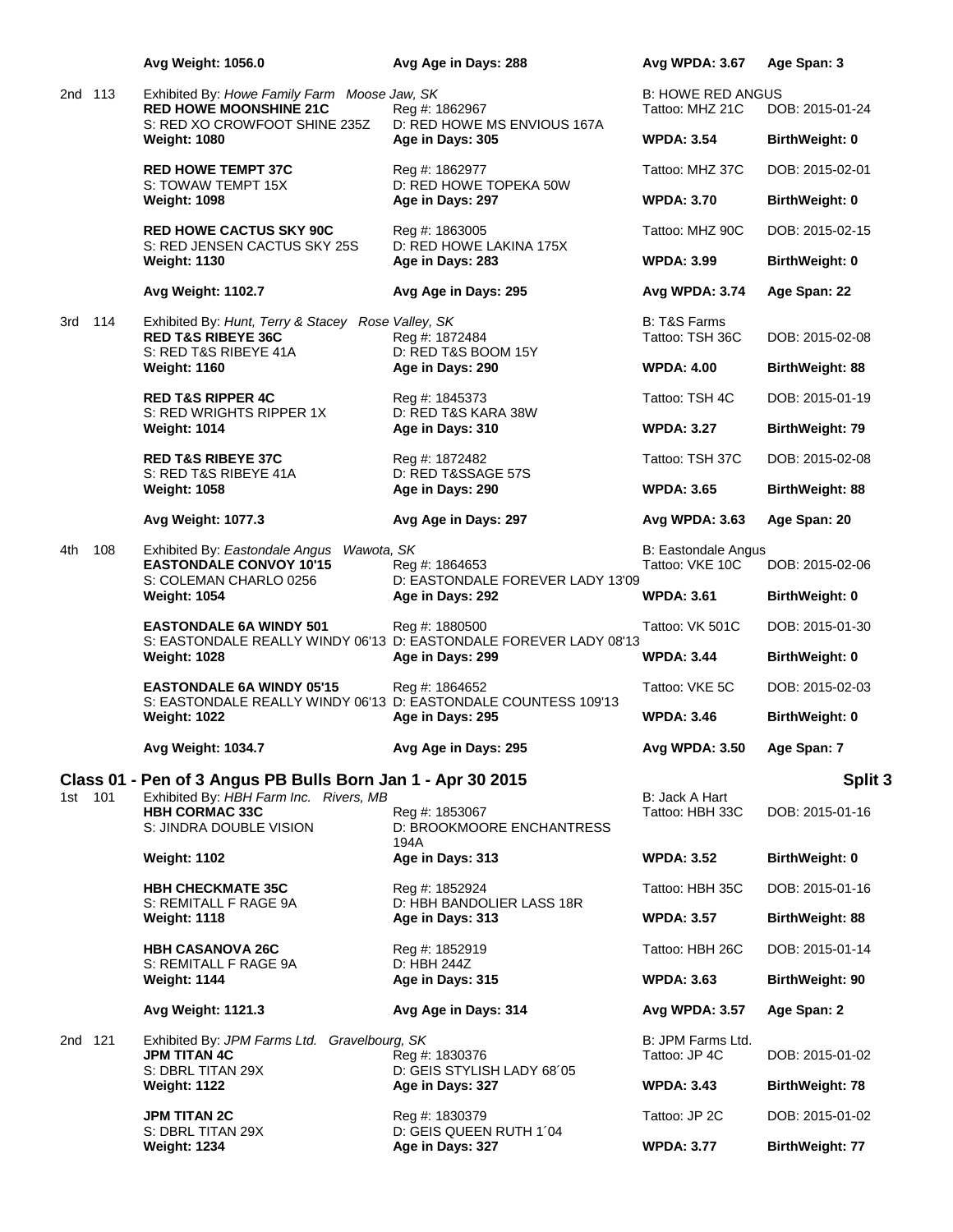| | | | | |
|---|---|---|---|---|
| | **Avg Weight: 1056.0** | **Avg Age in Days: 288** | **Avg WPDA: 3.67** | **Age Span: 3** |
| 2nd 113 | Exhibited By: *Howe Family Farm Moose Jaw, SK* | | B: HOWE RED ANGUS | |
| | **RED HOWE MOONSHINE 21C** | Reg #: 1862967 | Tattoo: MHZ 21C | DOB: 2015-01-24 |
| | S: RED XO CROWFOOT SHINE 235Z | D: RED HOWE MS ENVIOUS 167A | | |
| | **Weight: 1080** | **Age in Days: 305** | **WPDA: 3.54** | **BirthWeight: 0** |
| | **RED HOWE TEMPT 37C** | Reg #: 1862977 | Tattoo: MHZ 37C | DOB: 2015-02-01 |
| | S: TOWAW TEMPT 15X | D: RED HOWE TOPEKA 50W | | |
| | **Weight: 1098** | **Age in Days: 297** | **WPDA: 3.70** | **BirthWeight: 0** |
| | **RED HOWE CACTUS SKY 90C** | Reg #: 1863005 | Tattoo: MHZ 90C | DOB: 2015-02-15 |
| | S: RED JENSEN CACTUS SKY 25S | D: RED HOWE LAKINA 175X | | |
| | **Weight: 1130** | **Age in Days: 283** | **WPDA: 3.99** | **BirthWeight: 0** |
| | **Avg Weight: 1102.7** | **Avg Age in Days: 295** | **Avg WPDA: 3.74** | **Age Span: 22** |
| 3rd 114 | Exhibited By: *Hunt, Terry & Stacey Rose Valley, SK* | | B: T&S Farms | |
| | **RED T&S RIBEYE 36C** | Reg #: 1872484 | Tattoo: TSH 36C | DOB: 2015-02-08 |
| | S: RED T&S RIBEYE 41A | D: RED T&S BOOM 15Y | | |
| | **Weight: 1160** | **Age in Days: 290** | **WPDA: 4.00** | **BirthWeight: 88** |
| | **RED T&S RIPPER 4C** | Reg #: 1845373 | Tattoo: TSH 4C | DOB: 2015-01-19 |
| | S: RED WRIGHTS RIPPER 1X | D: RED T&S KARA 38W | | |
| | **Weight: 1014** | **Age in Days: 310** | **WPDA: 3.27** | **BirthWeight: 79** |
| | **RED T&S RIBEYE 37C** | Reg #: 1872482 | Tattoo: TSH 37C | DOB: 2015-02-08 |
| | S: RED T&S RIBEYE 41A | D: RED T&SSAGE 57S | | |
| | **Weight: 1058** | **Age in Days: 290** | **WPDA: 3.65** | **BirthWeight: 88** |
| | **Avg Weight: 1077.3** | **Avg Age in Days: 297** | **Avg WPDA: 3.63** | **Age Span: 20** |
| 4th 108 | Exhibited By: *Eastondale Angus Wawota, SK* | | B: Eastondale Angus | |
| | **EASTONDALE CONVOY 10'15** | Reg #: 1864653 | Tattoo: VKE 10C | DOB: 2015-02-06 |
| | S: COLEMAN CHARLO 0256 | D: EASTONDALE FOREVER LADY 13'09 | | |
| | **Weight: 1054** | **Age in Days: 292** | **WPDA: 3.61** | **BirthWeight: 0** |
| | **EASTONDALE 6A WINDY 501** | Reg #: 1880500 | Tattoo: VK 501C | DOB: 2015-01-30 |
| | S: EASTONDALE REALLY WINDY 06'13 | D: EASTONDALE FOREVER LADY 08'13 | | |
| | **Weight: 1028** | **Age in Days: 299** | **WPDA: 3.44** | **BirthWeight: 0** |
| | **EASTONDALE 6A WINDY 05'15** | Reg #: 1864652 | Tattoo: VKE 5C | DOB: 2015-02-03 |
| | S: EASTONDALE REALLY WINDY 06'13 | D: EASTONDALE COUNTESS 109'13 | | |
| | **Weight: 1022** | **Age in Days: 295** | **WPDA: 3.46** | **BirthWeight: 0** |
| | **Avg Weight: 1034.7** | **Avg Age in Days: 295** | **Avg WPDA: 3.50** | **Age Span: 7** |

## Class 01 - Pen of 3 Angus PB Bulls Born Jan 1 - Apr 30 2015 — Split 3

| | | | | |
|---|---|---|---|---|
| 1st 101 | Exhibited By: *HBH Farm Inc. Rivers, MB* | | B: Jack A Hart | |
| | **HBH CORMAC 33C** | Reg #: 1853067 | Tattoo: HBH 33C | DOB: 2015-01-16 |
| | S: JINDRA DOUBLE VISION | D: BROOKMOORE ENCHANTRESS 194A | | |
| | **Weight: 1102** | **Age in Days: 313** | **WPDA: 3.52** | **BirthWeight: 0** |
| | **HBH CHECKMATE 35C** | Reg #: 1852924 | Tattoo: HBH 35C | DOB: 2015-01-16 |
| | S: REMITALL F RAGE 9A | D: HBH BANDOLIER LASS 18R | | |
| | **Weight: 1118** | **Age in Days: 313** | **WPDA: 3.57** | **BirthWeight: 88** |
| | **HBH CASANOVA 26C** | Reg #: 1852919 | Tattoo: HBH 26C | DOB: 2015-01-14 |
| | S: REMITALL F RAGE 9A | D: HBH 244Z | | |
| | **Weight: 1144** | **Age in Days: 315** | **WPDA: 3.63** | **BirthWeight: 90** |
| | **Avg Weight: 1121.3** | **Avg Age in Days: 314** | **Avg WPDA: 3.57** | **Age Span: 2** |
| 2nd 121 | Exhibited By: *JPM Farms Ltd. Gravelbourg, SK* | | B: JPM Farms Ltd. | |
| | **JPM TITAN 4C** | Reg #: 1830376 | Tattoo: JP 4C | DOB: 2015-01-02 |
| | S: DBRL TITAN 29X | D: GEIS STYLISH LADY 68´05 | | |
| | **Weight: 1122** | **Age in Days: 327** | **WPDA: 3.43** | **BirthWeight: 78** |
| | **JPM TITAN 2C** | Reg #: 1830379 | Tattoo: JP 2C | DOB: 2015-01-02 |
| | S: DBRL TITAN 29X | D: GEIS QUEEN RUTH 1´04 | | |
| | **Weight: 1234** | **Age in Days: 327** | **WPDA: 3.77** | **BirthWeight: 77** |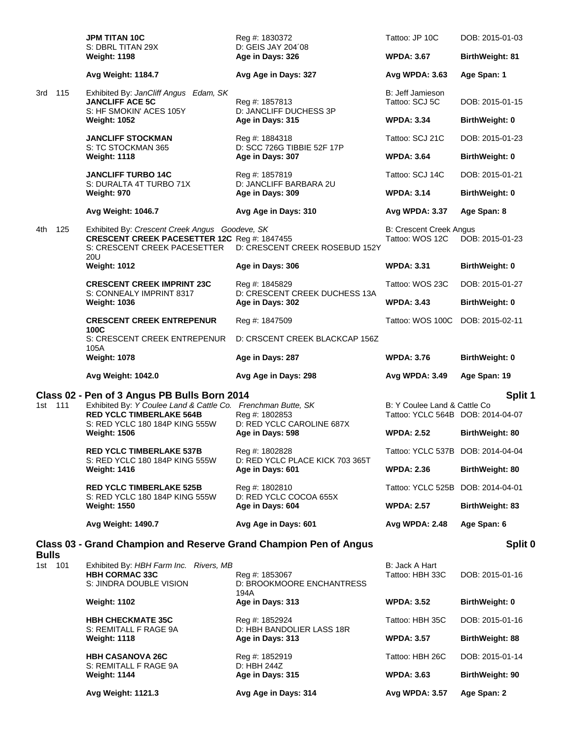**JPM TITAN 10C** | Reg #: 1830372 | Tattoo: JP 10C | DOB: 2015-01-03
S: DBRL TITAN 29X | D: GEIS JAY 204´08
**Weight: 1198** | **Age in Days: 326** | **WPDA: 3.67** | **BirthWeight: 81**

**Avg Weight: 1184.7** | **Avg Age in Days: 327** | **Avg WPDA: 3.63** | **Age Span: 1**

3rd 115 — Exhibited By: *JanCliff Angus Edam, SK* — B: Jeff Jamieson

**JANCLIFF ACE 5C** | Reg #: 1857813 | Tattoo: SCJ 5C | DOB: 2015-01-15
S: HF SMOKIN' ACES 105Y | D: JANCLIFF DUCHESS 3P
**Weight: 1052** | **Age in Days: 315** | **WPDA: 3.34** | **BirthWeight: 0**

**JANCLIFF STOCKMAN** | Reg #: 1884318 | Tattoo: SCJ 21C | DOB: 2015-01-23
S: TC STOCKMAN 365 | D: SCC 726G TIBBIE 52F 17P
**Weight: 1118** | **Age in Days: 307** | **WPDA: 3.64** | **BirthWeight: 0**

**JANCLIFF TURBO 14C** | Reg #: 1857819 | Tattoo: SCJ 14C | DOB: 2015-01-21
S: DURALTA 4T TURBO 71X | D: JANCLIFF BARBARA 2U
**Weight: 970** | **Age in Days: 309** | **WPDA: 3.14** | **BirthWeight: 0**

**Avg Weight: 1046.7** | **Avg Age in Days: 310** | **Avg WPDA: 3.37** | **Age Span: 8**

4th 125 — Exhibited By: *Crescent Creek Angus Goodeve, SK* — B: Crescent Creek Angus

**CRESCENT CREEK PACESETTER 12C** | Reg #: 1847455 | Tattoo: WOS 12C | DOB: 2015-01-23
S: CRESCENT CREEK PACESETTER 20U | D: CRESCENT CREEK ROSEBUD 152Y
**Weight: 1012** | **Age in Days: 306** | **WPDA: 3.31** | **BirthWeight: 0**

**CRESCENT CREEK IMPRINT 23C** | Reg #: 1845829 | Tattoo: WOS 23C | DOB: 2015-01-27
S: CONNEALY IMPRINT 8317 | D: CRESCENT CREEK DUCHESS 13A
**Weight: 1036** | **Age in Days: 302** | **WPDA: 3.43** | **BirthWeight: 0**

**CRESCENT CREEK ENTREPENUR 100C** | Reg #: 1847509 | Tattoo: WOS 100C | DOB: 2015-02-11
S: CRESCENT CREEK ENTREPENUR 105A | D: CRSCENT CREEK BLACKCAP 156Z
**Weight: 1078** | **Age in Days: 287** | **WPDA: 3.76** | **BirthWeight: 0**

**Avg Weight: 1042.0** | **Avg Age in Days: 298** | **Avg WPDA: 3.49** | **Age Span: 19**

## Class 02 - Pen of 3 Angus PB Bulls Born 2014 — Split 1

1st 111 — Exhibited By: *Y Coulee Land & Cattle Co. Frenchman Butte, SK* — B: Y Coulee Land & Cattle Co

**RED YCLC TIMBERLAKE 564B** | Reg #: 1802853 | Tattoo: YCLC 564B | DOB: 2014-04-07
S: RED YCLC 180 184P KING 555W | D: RED YCLC CAROLINE 687X
**Weight: 1506** | **Age in Days: 598** | **WPDA: 2.52** | **BirthWeight: 80**

**RED YCLC TIMBERLAKE 537B** | Reg #: 1802828 | Tattoo: YCLC 537B | DOB: 2014-04-04
S: RED YCLC 180 184P KING 555W | D: RED YCLC PLACE KICK 703 365T
**Weight: 1416** | **Age in Days: 601** | **WPDA: 2.36** | **BirthWeight: 80**

**RED YCLC TIMBERLAKE 525B** | Reg #: 1802810 | Tattoo: YCLC 525B | DOB: 2014-04-01
S: RED YCLC 180 184P KING 555W | D: RED YCLC COCOA 655X
**Weight: 1550** | **Age in Days: 604** | **WPDA: 2.57** | **BirthWeight: 83**

**Avg Weight: 1490.7** | **Avg Age in Days: 601** | **Avg WPDA: 2.48** | **Age Span: 6**

## Class 03 - Grand Champion and Reserve Grand Champion Pen of Angus Bulls — Split 0

1st 101 — Exhibited By: *HBH Farm Inc. Rivers, MB* — B: Jack A Hart

**HBH CORMAC 33C** | Reg #: 1853067 | Tattoo: HBH 33C | DOB: 2015-01-16
S: JINDRA DOUBLE VISION | D: BROOKMOORE ENCHANTRESS 194A
**Weight: 1102** | **Age in Days: 313** | **WPDA: 3.52** | **BirthWeight: 0**

**HBH CHECKMATE 35C** | Reg #: 1852924 | Tattoo: HBH 35C | DOB: 2015-01-16
S: REMITALL F RAGE 9A | D: HBH BANDOLIER LASS 18R
**Weight: 1118** | **Age in Days: 313** | **WPDA: 3.57** | **BirthWeight: 88**

**HBH CASANOVA 26C** | Reg #: 1852919 | Tattoo: HBH 26C | DOB: 2015-01-14
S: REMITALL F RAGE 9A | D: HBH 244Z
**Weight: 1144** | **Age in Days: 315** | **WPDA: 3.63** | **BirthWeight: 90**

**Avg Weight: 1121.3** | **Avg Age in Days: 314** | **Avg WPDA: 3.57** | **Age Span: 2**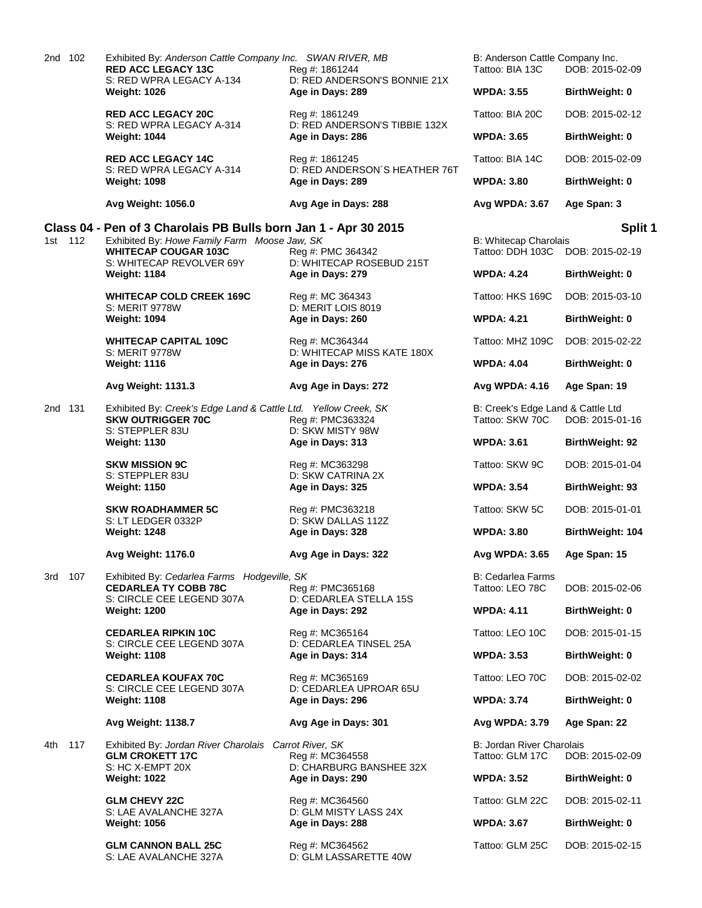2nd 102 Exhibited By: *Anderson Cattle Company Inc. SWAN RIVER, MB* B: Anderson Cattle Company Inc.

| | | | |
|---|---|---|---|
| **RED ACC LEGACY 13C** | Reg #: 1861244 | Tattoo: BIA 13C | DOB: 2015-02-09 |
| S: RED WPRA LEGACY A-134 | D: RED ANDERSON'S BONNIE 21X | | |
| **Weight: 1026** | **Age in Days: 289** | **WPDA: 3.55** | **BirthWeight: 0** |
| **RED ACC LEGACY 20C** | Reg #: 1861249 | Tattoo: BIA 20C | DOB: 2015-02-12 |
| S: RED WPRA LEGACY A-314 | D: RED ANDERSON'S TIBBIE 132X | | |
| **Weight: 1044** | **Age in Days: 286** | **WPDA: 3.65** | **BirthWeight: 0** |
| **RED ACC LEGACY 14C** | Reg #: 1861245 | Tattoo: BIA 14C | DOB: 2015-02-09 |
| S: RED WPRA LEGACY A-314 | D: RED ANDERSON´S HEATHER 76T | | |
| **Weight: 1098** | **Age in Days: 289** | **WPDA: 3.80** | **BirthWeight: 0** |
| **Avg Weight: 1056.0** | **Avg Age in Days: 288** | **Avg WPDA: 3.67** | **Age Span: 3** |

## Class 04 - Pen of 3 Charolais PB Bulls born Jan 1 - Apr 30 2015 — Split 1

1st 112 Exhibited By: *Howe Family Farm Moose Jaw, SK* B: Whitecap Charolais

| | | | |
|---|---|---|---|
| **WHITECAP COUGAR 103C** | Reg #: PMC 364342 | Tattoo: DDH 103C | DOB: 2015-02-19 |
| S: WHITECAP REVOLVER 69Y | D: WHITECAP ROSEBUD 215T | | |
| **Weight: 1184** | **Age in Days: 279** | **WPDA: 4.24** | **BirthWeight: 0** |
| **WHITECAP COLD CREEK 169C** | Reg #: MC 364343 | Tattoo: HKS 169C | DOB: 2015-03-10 |
| S: MERIT 9778W | D: MERIT LOIS 8019 | | |
| **Weight: 1094** | **Age in Days: 260** | **WPDA: 4.21** | **BirthWeight: 0** |
| **WHITECAP CAPITAL 109C** | Reg #: MC364344 | Tattoo: MHZ 109C | DOB: 2015-02-22 |
| S: MERIT 9778W | D: WHITECAP MISS KATE 180X | | |
| **Weight: 1116** | **Age in Days: 276** | **WPDA: 4.04** | **BirthWeight: 0** |
| **Avg Weight: 1131.3** | **Avg Age in Days: 272** | **Avg WPDA: 4.16** | **Age Span: 19** |

2nd 131 Exhibited By: *Creek's Edge Land & Cattle Ltd. Yellow Creek, SK* B: Creek's Edge Land & Cattle Ltd

| | | | |
|---|---|---|---|
| **SKW OUTRIGGER 70C** | Reg #: PMC363324 | Tattoo: SKW 70C | DOB: 2015-01-16 |
| S: STEPPLER 83U | D: SKW MISTY 98W | | |
| **Weight: 1130** | **Age in Days: 313** | **WPDA: 3.61** | **BirthWeight: 92** |
| **SKW MISSION 9C** | Reg #: MC363298 | Tattoo: SKW 9C | DOB: 2015-01-04 |
| S: STEPPLER 83U | D: SKW CATRINA 2X | | |
| **Weight: 1150** | **Age in Days: 325** | **WPDA: 3.54** | **BirthWeight: 93** |
| **SKW ROADHAMMER 5C** | Reg #: PMC363218 | Tattoo: SKW 5C | DOB: 2015-01-01 |
| S: LT LEDGER 0332P | D: SKW DALLAS 112Z | | |
| **Weight: 1248** | **Age in Days: 328** | **WPDA: 3.80** | **BirthWeight: 104** |
| **Avg Weight: 1176.0** | **Avg Age in Days: 322** | **Avg WPDA: 3.65** | **Age Span: 15** |

3rd 107 Exhibited By: *Cedarlea Farms Hodgeville, SK* B: Cedarlea Farms

| | | | |
|---|---|---|---|
| **CEDARLEA TY COBB 78C** | Reg #: PMC365168 | Tattoo: LEO 78C | DOB: 2015-02-06 |
| S: CIRCLE CEE LEGEND 307A | D: CEDARLEA STELLA 15S | | |
| **Weight: 1200** | **Age in Days: 292** | **WPDA: 4.11** | **BirthWeight: 0** |
| **CEDARLEA RIPKIN 10C** | Reg #: MC365164 | Tattoo: LEO 10C | DOB: 2015-01-15 |
| S: CIRCLE CEE LEGEND 307A | D: CEDARLEA TINSEL 25A | | |
| **Weight: 1108** | **Age in Days: 314** | **WPDA: 3.53** | **BirthWeight: 0** |
| **CEDARLEA KOUFAX 70C** | Reg #: MC365169 | Tattoo: LEO 70C | DOB: 2015-02-02 |
| S: CIRCLE CEE LEGEND 307A | D: CEDARLEA UPROAR 65U | | |
| **Weight: 1108** | **Age in Days: 296** | **WPDA: 3.74** | **BirthWeight: 0** |
| **Avg Weight: 1138.7** | **Avg Age in Days: 301** | **Avg WPDA: 3.79** | **Age Span: 22** |

4th 117 Exhibited By: *Jordan River Charolais Carrot River, SK* B: Jordan River Charolais

| | | | |
|---|---|---|---|
| **GLM CROKETT 17C** | Reg #: MC364558 | Tattoo: GLM 17C | DOB: 2015-02-09 |
| S: HC X-EMPT 20X | D: CHARBURG BANSHEE 32X | | |
| **Weight: 1022** | **Age in Days: 290** | **WPDA: 3.52** | **BirthWeight: 0** |
| **GLM CHEVY 22C** | Reg #: MC364560 | Tattoo: GLM 22C | DOB: 2015-02-11 |
| S: LAE AVALANCHE 327A | D: GLM MISTY LASS 24X | | |
| **Weight: 1056** | **Age in Days: 288** | **WPDA: 3.67** | **BirthWeight: 0** |
| **GLM CANNON BALL 25C** | Reg #: MC364562 | Tattoo: GLM 25C | DOB: 2015-02-15 |
| S: LAE AVALANCHE 327A | D: GLM LASSARETTE 40W | | |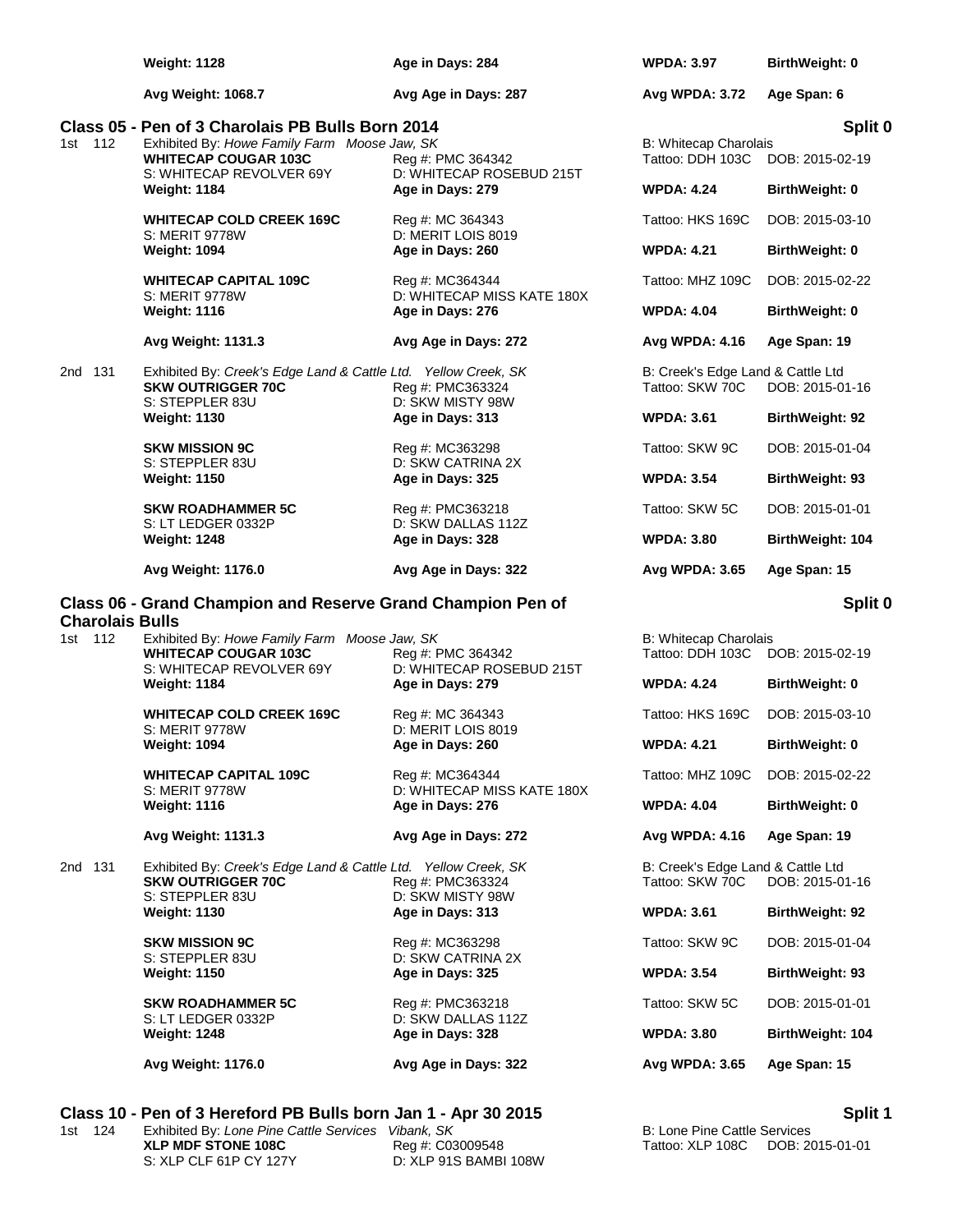| | | | |
|---|---|---|---|
| **Weight: 1128** | **Age in Days: 284** | **WPDA: 3.97** | **BirthWeight: 0** |
| **Avg Weight: 1068.7** | **Avg Age in Days: 287** | **Avg WPDA: 3.72** | **Age Span: 6** |

### Class 05 - Pen of 3 Charolais PB Bulls Born 2014

**Split 0**

1st 112 — Exhibited By: *Howe Family Farm Moose Jaw, SK* — B: Whitecap Charolais

| | | | |
|---|---|---|---|
| **WHITECAP COUGAR 103C** | Reg #: PMC 364342 | Tattoo: DDH 103C | DOB: 2015-02-19 |
| S: WHITECAP REVOLVER 69Y | D: WHITECAP ROSEBUD 215T | | |
| **Weight: 1184** | **Age in Days: 279** | **WPDA: 4.24** | **BirthWeight: 0** |
| **WHITECAP COLD CREEK 169C** | Reg #: MC 364343 | Tattoo: HKS 169C | DOB: 2015-03-10 |
| S: MERIT 9778W | D: MERIT LOIS 8019 | | |
| **Weight: 1094** | **Age in Days: 260** | **WPDA: 4.21** | **BirthWeight: 0** |
| **WHITECAP CAPITAL 109C** | Reg #: MC364344 | Tattoo: MHZ 109C | DOB: 2015-02-22 |
| S: MERIT 9778W | D: WHITECAP MISS KATE 180X | | |
| **Weight: 1116** | **Age in Days: 276** | **WPDA: 4.04** | **BirthWeight: 0** |
| **Avg Weight: 1131.3** | **Avg Age in Days: 272** | **Avg WPDA: 4.16** | **Age Span: 19** |

2nd 131 — Exhibited By: *Creek's Edge Land & Cattle Ltd. Yellow Creek, SK* — B: Creek's Edge Land & Cattle Ltd

| | | | |
|---|---|---|---|
| **SKW OUTRIGGER 70C** | Reg #: PMC363324 | Tattoo: SKW 70C | DOB: 2015-01-16 |
| S: STEPPLER 83U | D: SKW MISTY 98W | | |
| **Weight: 1130** | **Age in Days: 313** | **WPDA: 3.61** | **BirthWeight: 92** |
| **SKW MISSION 9C** | Reg #: MC363298 | Tattoo: SKW 9C | DOB: 2015-01-04 |
| S: STEPPLER 83U | D: SKW CATRINA 2X | | |
| **Weight: 1150** | **Age in Days: 325** | **WPDA: 3.54** | **BirthWeight: 93** |
| **SKW ROADHAMMER 5C** | Reg #: PMC363218 | Tattoo: SKW 5C | DOB: 2015-01-01 |
| S: LT LEDGER 0332P | D: SKW DALLAS 112Z | | |
| **Weight: 1248** | **Age in Days: 328** | **WPDA: 3.80** | **BirthWeight: 104** |
| **Avg Weight: 1176.0** | **Avg Age in Days: 322** | **Avg WPDA: 3.65** | **Age Span: 15** |

### Class 06 - Grand Champion and Reserve Grand Champion Pen of Charolais Bulls

**Split 0**

1st 112 — Exhibited By: *Howe Family Farm Moose Jaw, SK* — B: Whitecap Charolais

| | | | |
|---|---|---|---|
| **WHITECAP COUGAR 103C** | Reg #: PMC 364342 | Tattoo: DDH 103C | DOB: 2015-02-19 |
| S: WHITECAP REVOLVER 69Y | D: WHITECAP ROSEBUD 215T | | |
| **Weight: 1184** | **Age in Days: 279** | **WPDA: 4.24** | **BirthWeight: 0** |
| **WHITECAP COLD CREEK 169C** | Reg #: MC 364343 | Tattoo: HKS 169C | DOB: 2015-03-10 |
| S: MERIT 9778W | D: MERIT LOIS 8019 | | |
| **Weight: 1094** | **Age in Days: 260** | **WPDA: 4.21** | **BirthWeight: 0** |
| **WHITECAP CAPITAL 109C** | Reg #: MC364344 | Tattoo: MHZ 109C | DOB: 2015-02-22 |
| S: MERIT 9778W | D: WHITECAP MISS KATE 180X | | |
| **Weight: 1116** | **Age in Days: 276** | **WPDA: 4.04** | **BirthWeight: 0** |
| **Avg Weight: 1131.3** | **Avg Age in Days: 272** | **Avg WPDA: 4.16** | **Age Span: 19** |

2nd 131 — Exhibited By: *Creek's Edge Land & Cattle Ltd. Yellow Creek, SK* — B: Creek's Edge Land & Cattle Ltd

| | | | |
|---|---|---|---|
| **SKW OUTRIGGER 70C** | Reg #: PMC363324 | Tattoo: SKW 70C | DOB: 2015-01-16 |
| S: STEPPLER 83U | D: SKW MISTY 98W | | |
| **Weight: 1130** | **Age in Days: 313** | **WPDA: 3.61** | **BirthWeight: 92** |
| **SKW MISSION 9C** | Reg #: MC363298 | Tattoo: SKW 9C | DOB: 2015-01-04 |
| S: STEPPLER 83U | D: SKW CATRINA 2X | | |
| **Weight: 1150** | **Age in Days: 325** | **WPDA: 3.54** | **BirthWeight: 93** |
| **SKW ROADHAMMER 5C** | Reg #: PMC363218 | Tattoo: SKW 5C | DOB: 2015-01-01 |
| S: LT LEDGER 0332P | D: SKW DALLAS 112Z | | |
| **Weight: 1248** | **Age in Days: 328** | **WPDA: 3.80** | **BirthWeight: 104** |
| **Avg Weight: 1176.0** | **Avg Age in Days: 322** | **Avg WPDA: 3.65** | **Age Span: 15** |

### Class 10 - Pen of 3 Hereford PB Bulls born Jan 1 - Apr 30 2015

**Split 1**

1st 124 — Exhibited By: *Lone Pine Cattle Services Vibank, SK* — B: Lone Pine Cattle Services

| | | | |
|---|---|---|---|
| **XLP MDF STONE 108C** | Reg #: C03009548 | Tattoo: XLP 108C | DOB: 2015-01-01 |
| S: XLP CLF 61P CY 127Y | D: XLP 91S BAMBI 108W | | |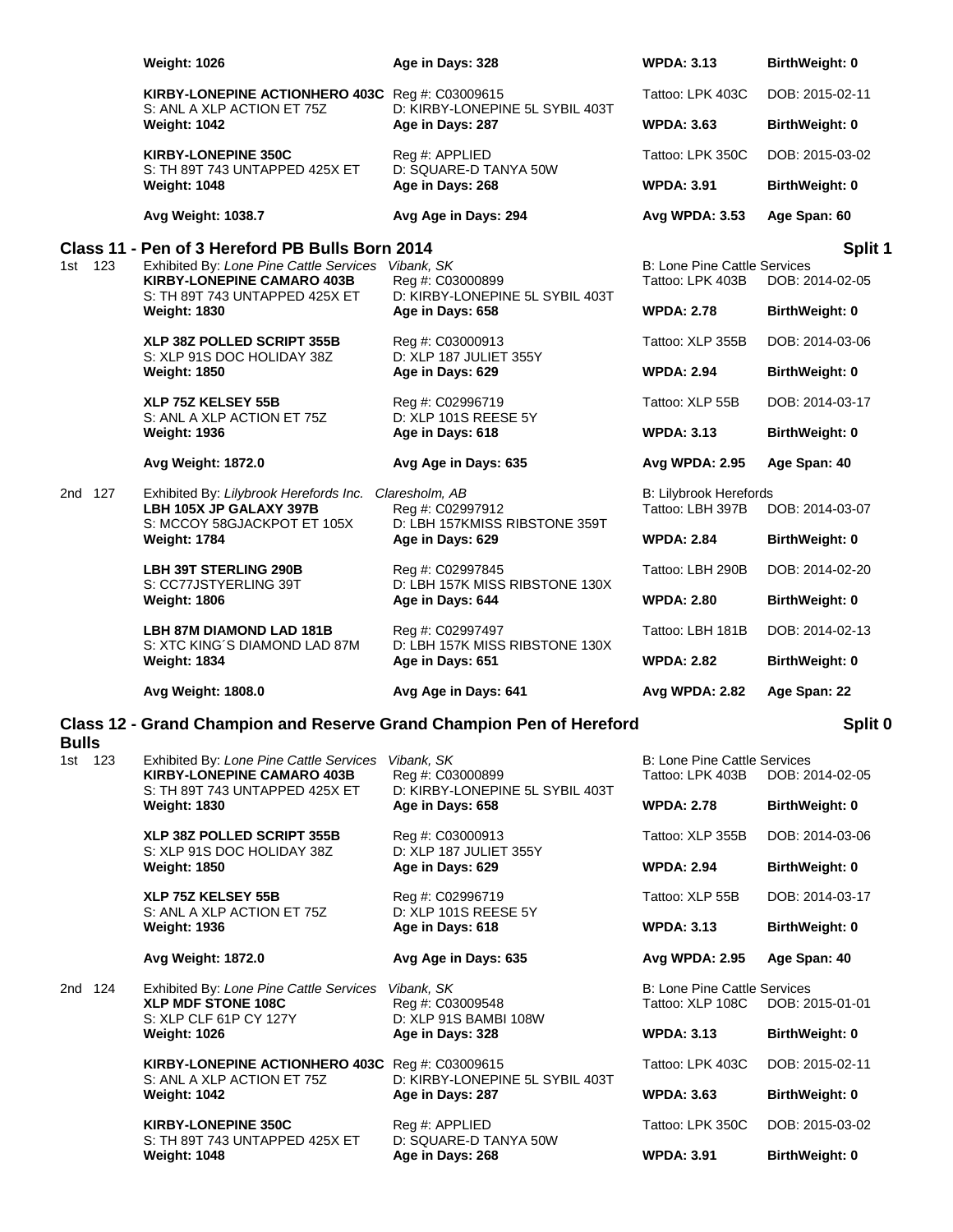| | | | |
|---|---|---|---|
| **Weight: 1026** | **Age in Days: 328** | **WPDA: 3.13** | **BirthWeight: 0** |
| **KIRBY-LONEPINE ACTIONHERO 403C** | Reg #: C03009615 | Tattoo: LPK 403C | DOB: 2015-02-11 |
| S: ANL A XLP ACTION ET 75Z | D: KIRBY-LONEPINE 5L SYBIL 403T | | |
| **Weight: 1042** | **Age in Days: 287** | **WPDA: 3.63** | **BirthWeight: 0** |
| **KIRBY-LONEPINE 350C** | Reg #: APPLIED | Tattoo: LPK 350C | DOB: 2015-03-02 |
| S: TH 89T 743 UNTAPPED 425X ET | D: SQUARE-D TANYA 50W | | |
| **Weight: 1048** | **Age in Days: 268** | **WPDA: 3.91** | **BirthWeight: 0** |
| **Avg Weight: 1038.7** | **Avg Age in Days: 294** | **Avg WPDA: 3.53** | **Age Span: 60** |

## Class 11 - Pen of 3 Hereford PB Bulls Born 2014 — Split 1

**1st 123** — Exhibited By: *Lone Pine Cattle Services* *Vibank, SK* — B: Lone Pine Cattle Services

| | | | |
|---|---|---|---|
| **KIRBY-LONEPINE CAMARO 403B** | Reg #: C03000899 | Tattoo: LPK 403B | DOB: 2014-02-05 |
| S: TH 89T 743 UNTAPPED 425X ET | D: KIRBY-LONEPINE 5L SYBIL 403T | | |
| **Weight: 1830** | **Age in Days: 658** | **WPDA: 2.78** | **BirthWeight: 0** |
| **XLP 38Z POLLED SCRIPT 355B** | Reg #: C03000913 | Tattoo: XLP 355B | DOB: 2014-03-06 |
| S: XLP 91S DOC HOLIDAY 38Z | D: XLP 187 JULIET 355Y | | |
| **Weight: 1850** | **Age in Days: 629** | **WPDA: 2.94** | **BirthWeight: 0** |
| **XLP 75Z KELSEY 55B** | Reg #: C02996719 | Tattoo: XLP 55B | DOB: 2014-03-17 |
| S: ANL A XLP ACTION ET 75Z | D: XLP 101S REESE 5Y | | |
| **Weight: 1936** | **Age in Days: 618** | **WPDA: 3.13** | **BirthWeight: 0** |
| **Avg Weight: 1872.0** | **Avg Age in Days: 635** | **Avg WPDA: 2.95** | **Age Span: 40** |

**2nd 127** — Exhibited By: *Lilybrook Herefords Inc.* *Claresholm, AB* — B: Lilybrook Herefords

| | | | |
|---|---|---|---|
| **LBH 105X JP GALAXY 397B** | Reg #: C02997912 | Tattoo: LBH 397B | DOB: 2014-03-07 |
| S: MCCOY 58GJACKPOT ET 105X | D: LBH 157KMISS RIBSTONE 359T | | |
| **Weight: 1784** | **Age in Days: 629** | **WPDA: 2.84** | **BirthWeight: 0** |
| **LBH 39T STERLING 290B** | Reg #: C02997845 | Tattoo: LBH 290B | DOB: 2014-02-20 |
| S: CC77JSTYERLING 39T | D: LBH 157K MISS RIBSTONE 130X | | |
| **Weight: 1806** | **Age in Days: 644** | **WPDA: 2.80** | **BirthWeight: 0** |
| **LBH 87M DIAMOND LAD 181B** | Reg #: C02997497 | Tattoo: LBH 181B | DOB: 2014-02-13 |
| S: XTC KING´S DIAMOND LAD 87M | D: LBH 157K MISS RIBSTONE 130X | | |
| **Weight: 1834** | **Age in Days: 651** | **WPDA: 2.82** | **BirthWeight: 0** |
| **Avg Weight: 1808.0** | **Avg Age in Days: 641** | **Avg WPDA: 2.82** | **Age Span: 22** |

## Class 12 - Grand Champion and Reserve Grand Champion Pen of Hereford Bulls — Split 0

**1st 123** — Exhibited By: *Lone Pine Cattle Services* *Vibank, SK* — B: Lone Pine Cattle Services

| | | | |
|---|---|---|---|
| **KIRBY-LONEPINE CAMARO 403B** | Reg #: C03000899 | Tattoo: LPK 403B | DOB: 2014-02-05 |
| S: TH 89T 743 UNTAPPED 425X ET | D: KIRBY-LONEPINE 5L SYBIL 403T | | |
| **Weight: 1830** | **Age in Days: 658** | **WPDA: 2.78** | **BirthWeight: 0** |
| **XLP 38Z POLLED SCRIPT 355B** | Reg #: C03000913 | Tattoo: XLP 355B | DOB: 2014-03-06 |
| S: XLP 91S DOC HOLIDAY 38Z | D: XLP 187 JULIET 355Y | | |
| **Weight: 1850** | **Age in Days: 629** | **WPDA: 2.94** | **BirthWeight: 0** |
| **XLP 75Z KELSEY 55B** | Reg #: C02996719 | Tattoo: XLP 55B | DOB: 2014-03-17 |
| S: ANL A XLP ACTION ET 75Z | D: XLP 101S REESE 5Y | | |
| **Weight: 1936** | **Age in Days: 618** | **WPDA: 3.13** | **BirthWeight: 0** |
| **Avg Weight: 1872.0** | **Avg Age in Days: 635** | **Avg WPDA: 2.95** | **Age Span: 40** |

**2nd 124** — Exhibited By: *Lone Pine Cattle Services* *Vibank, SK* — B: Lone Pine Cattle Services

| | | | |
|---|---|---|---|
| **XLP MDF STONE 108C** | Reg #: C03009548 | Tattoo: XLP 108C | DOB: 2015-01-01 |
| S: XLP CLF 61P CY 127Y | D: XLP 91S BAMBI 108W | | |
| **Weight: 1026** | **Age in Days: 328** | **WPDA: 3.13** | **BirthWeight: 0** |
| **KIRBY-LONEPINE ACTIONHERO 403C** | Reg #: C03009615 | Tattoo: LPK 403C | DOB: 2015-02-11 |
| S: ANL A XLP ACTION ET 75Z | D: KIRBY-LONEPINE 5L SYBIL 403T | | |
| **Weight: 1042** | **Age in Days: 287** | **WPDA: 3.63** | **BirthWeight: 0** |
| **KIRBY-LONEPINE 350C** | Reg #: APPLIED | Tattoo: LPK 350C | DOB: 2015-03-02 |
| S: TH 89T 743 UNTAPPED 425X ET | D: SQUARE-D TANYA 50W | | |
| **Weight: 1048** | **Age in Days: 268** | **WPDA: 3.91** | **BirthWeight: 0** |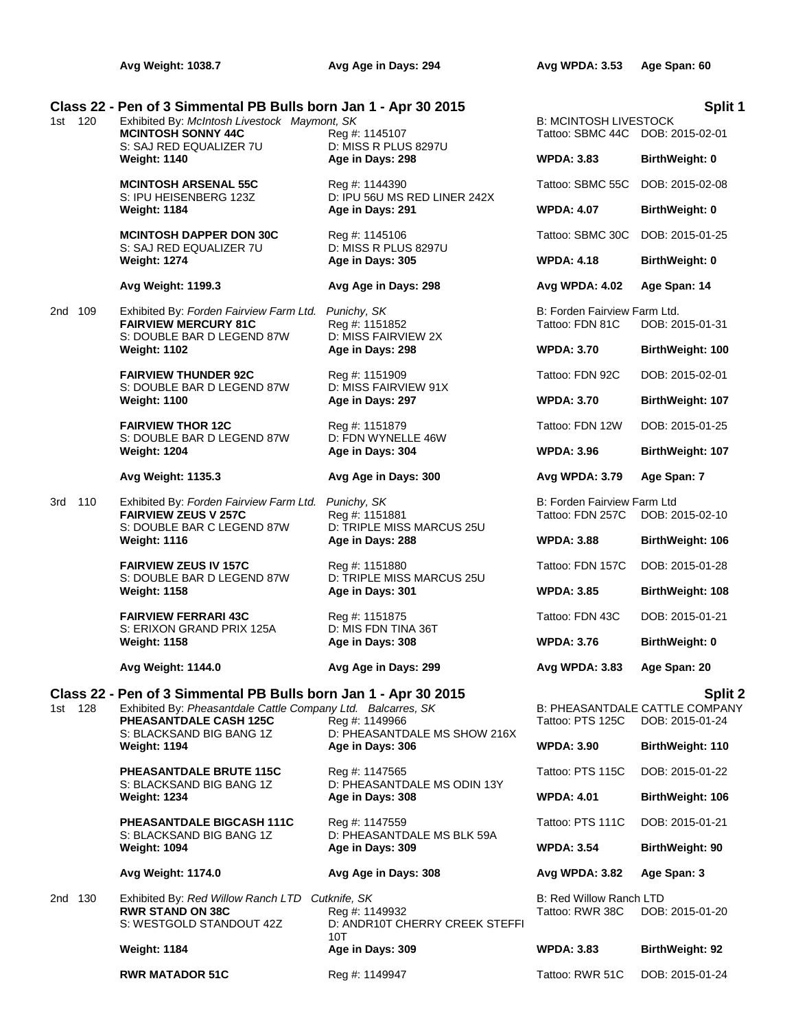**Avg Weight: 1038.7** | **Avg Age in Days: 294** | **Avg WPDA: 3.53** | **Age Span: 60**

## Class 22 - Pen of 3 Simmental PB Bulls born Jan 1 - Apr 30 2015 — Split 1

**1st 120** Exhibited By: *McIntosh Livestock Maymont, SK* — B: MCINTOSH LIVESTOCK

| Name | Reg # | Tattoo | DOB |
|---|---|---|---|
| **MCINTOSH SONNY 44C** | Reg #: 1145107 | Tattoo: SBMC 44C | DOB: 2015-02-01 |
| S: SAJ RED EQUALIZER 7U | D: MISS R PLUS 8297U | | |
| **Weight: 1140** | **Age in Days: 298** | **WPDA: 3.83** | **BirthWeight: 0** |
| **MCINTOSH ARSENAL 55C** | Reg #: 1144390 | Tattoo: SBMC 55C | DOB: 2015-02-08 |
| S: IPU HEISENBERG 123Z | D: IPU 56U MS RED LINER 242X | | |
| **Weight: 1184** | **Age in Days: 291** | **WPDA: 4.07** | **BirthWeight: 0** |
| **MCINTOSH DAPPER DON 30C** | Reg #: 1145106 | Tattoo: SBMC 30C | DOB: 2015-01-25 |
| S: SAJ RED EQUALIZER 7U | D: MISS R PLUS 8297U | | |
| **Weight: 1274** | **Age in Days: 305** | **WPDA: 4.18** | **BirthWeight: 0** |
| **Avg Weight: 1199.3** | **Avg Age in Days: 298** | **Avg WPDA: 4.02** | **Age Span: 14** |

**2nd 109** Exhibited By: *Forden Fairview Farm Ltd. Punichy, SK* — B: Forden Fairview Farm Ltd.

| Name | Reg # | Tattoo | DOB |
|---|---|---|---|
| **FAIRVIEW MERCURY 81C** | Reg #: 1151852 | Tattoo: FDN 81C | DOB: 2015-01-31 |
| S: DOUBLE BAR D LEGEND 87W | D: MISS FAIRVIEW 2X | | |
| **Weight: 1102** | **Age in Days: 298** | **WPDA: 3.70** | **BirthWeight: 100** |
| **FAIRVIEW THUNDER 92C** | Reg #: 1151909 | Tattoo: FDN 92C | DOB: 2015-02-01 |
| S: DOUBLE BAR D LEGEND 87W | D: MISS FAIRVIEW 91X | | |
| **Weight: 1100** | **Age in Days: 297** | **WPDA: 3.70** | **BirthWeight: 107** |
| **FAIRVIEW THOR 12C** | Reg #: 1151879 | Tattoo: FDN 12W | DOB: 2015-01-25 |
| S: DOUBLE BAR D LEGEND 87W | D: FDN WYNELLE 46W | | |
| **Weight: 1204** | **Age in Days: 304** | **WPDA: 3.96** | **BirthWeight: 107** |
| **Avg Weight: 1135.3** | **Avg Age in Days: 300** | **Avg WPDA: 3.79** | **Age Span: 7** |

**3rd 110** Exhibited By: *Forden Fairview Farm Ltd. Punichy, SK* — B: Forden Fairview Farm Ltd

| Name | Reg # | Tattoo | DOB |
|---|---|---|---|
| **FAIRVIEW ZEUS V 257C** | Reg #: 1151881 | Tattoo: FDN 257C | DOB: 2015-02-10 |
| S: DOUBLE BAR C LEGEND 87W | D: TRIPLE MISS MARCUS 25U | | |
| **Weight: 1116** | **Age in Days: 288** | **WPDA: 3.88** | **BirthWeight: 106** |
| **FAIRVIEW ZEUS IV 157C** | Reg #: 1151880 | Tattoo: FDN 157C | DOB: 2015-01-28 |
| S: DOUBLE BAR D LEGEND 87W | D: TRIPLE MISS MARCUS 25U | | |
| **Weight: 1158** | **Age in Days: 301** | **WPDA: 3.85** | **BirthWeight: 108** |
| **FAIRVIEW FERRARI 43C** | Reg #: 1151875 | Tattoo: FDN 43C | DOB: 2015-01-21 |
| S: ERIXON GRAND PRIX 125A | D: MIS FDN TINA 36T | | |
| **Weight: 1158** | **Age in Days: 308** | **WPDA: 3.76** | **BirthWeight: 0** |
| **Avg Weight: 1144.0** | **Avg Age in Days: 299** | **Avg WPDA: 3.83** | **Age Span: 20** |

## Class 22 - Pen of 3 Simmental PB Bulls born Jan 1 - Apr 30 2015 — Split 2

**1st 128** Exhibited By: *Pheasantdale Cattle Company Ltd. Balcarres, SK* — B: PHEASANTDALE CATTLE COMPANY

| Name | Reg # | Tattoo | DOB |
|---|---|---|---|
| **PHEASANTDALE CASH 125C** | Reg #: 1149966 | Tattoo: PTS 125C | DOB: 2015-01-24 |
| S: BLACKSAND BIG BANG 1Z | D: PHEASANTDALE MS SHOW 216X | | |
| **Weight: 1194** | **Age in Days: 306** | **WPDA: 3.90** | **BirthWeight: 110** |
| **PHEASANTDALE BRUTE 115C** | Reg #: 1147565 | Tattoo: PTS 115C | DOB: 2015-01-22 |
| S: BLACKSAND BIG BANG 1Z | D: PHEASANTDALE MS ODIN 13Y | | |
| **Weight: 1234** | **Age in Days: 308** | **WPDA: 4.01** | **BirthWeight: 106** |
| **PHEASANTDALE BIGCASH 111C** | Reg #: 1147559 | Tattoo: PTS 111C | DOB: 2015-01-21 |
| S: BLACKSAND BIG BANG 1Z | D: PHEASANTDALE MS BLK 59A | | |
| **Weight: 1094** | **Age in Days: 309** | **WPDA: 3.54** | **BirthWeight: 90** |
| **Avg Weight: 1174.0** | **Avg Age in Days: 308** | **Avg WPDA: 3.82** | **Age Span: 3** |

**2nd 130** Exhibited By: *Red Willow Ranch LTD Cutknife, SK* — B: Red Willow Ranch LTD

| Name | Reg # | Tattoo | DOB |
|---|---|---|---|
| **RWR STAND ON 38C** | Reg #: 1149932 | Tattoo: RWR 38C | DOB: 2015-01-20 |
| S: WESTGOLD STANDOUT 42Z | D: ANDR10T CHERRY CREEK STEFFI 10T | | |
| **Weight: 1184** | **Age in Days: 309** | **WPDA: 3.83** | **BirthWeight: 92** |
| **RWR MATADOR 51C** | Reg #: 1149947 | Tattoo: RWR 51C | DOB: 2015-01-24 |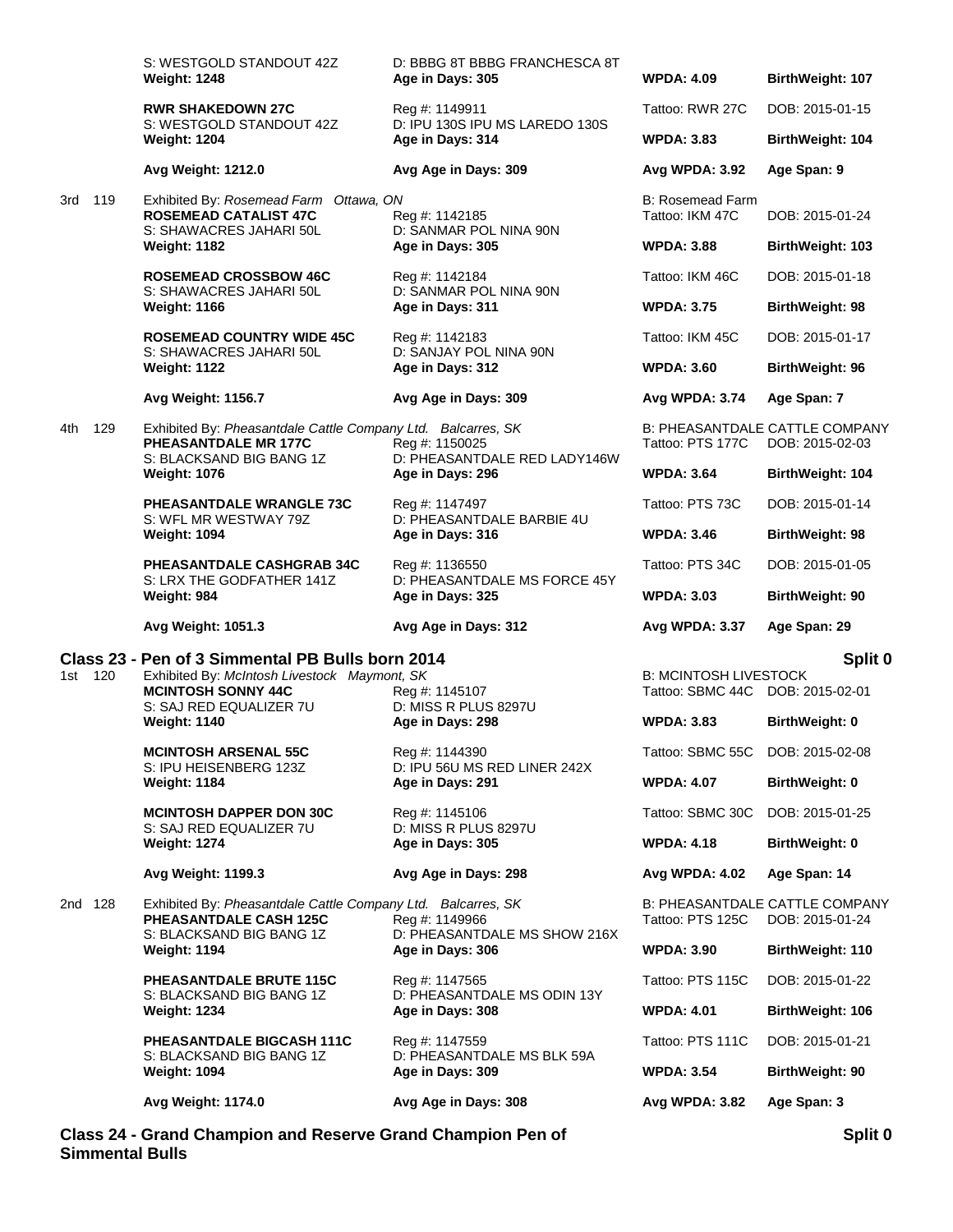| | | | |
|---|---|---|---|
| S: WESTGOLD STANDOUT 42Z | D: BBBG 8T BBBG FRANCHESCA 8T | | |
| **Weight: 1248** | **Age in Days: 305** | **WPDA: 4.09** | **BirthWeight: 107** |
| **RWR SHAKEDOWN 27C** | Reg #: 1149911 | Tattoo: RWR 27C | DOB: 2015-01-15 |
| S: WESTGOLD STANDOUT 42Z | D: IPU 130S IPU MS LAREDO 130S | | |
| **Weight: 1204** | **Age in Days: 314** | **WPDA: 3.83** | **BirthWeight: 104** |
| **Avg Weight: 1212.0** | **Avg Age in Days: 309** | **Avg WPDA: 3.92** | **Age Span: 9** |

3rd 119 — Exhibited By: *Rosemead Farm Ottawa, ON* — B: Rosemead Farm

| | | | |
|---|---|---|---|
| **ROSEMEAD CATALIST 47C** | Reg #: 1142185 | Tattoo: IKM 47C | DOB: 2015-01-24 |
| S: SHAWACRES JAHARI 50L | D: SANMAR POL NINA 90N | | |
| **Weight: 1182** | **Age in Days: 305** | **WPDA: 3.88** | **BirthWeight: 103** |
| **ROSEMEAD CROSSBOW 46C** | Reg #: 1142184 | Tattoo: IKM 46C | DOB: 2015-01-18 |
| S: SHAWACRES JAHARI 50L | D: SANMAR POL NINA 90N | | |
| **Weight: 1166** | **Age in Days: 311** | **WPDA: 3.75** | **BirthWeight: 98** |
| **ROSEMEAD COUNTRY WIDE 45C** | Reg #: 1142183 | Tattoo: IKM 45C | DOB: 2015-01-17 |
| S: SHAWACRES JAHARI 50L | D: SANJAY POL NINA 90N | | |
| **Weight: 1122** | **Age in Days: 312** | **WPDA: 3.60** | **BirthWeight: 96** |
| **Avg Weight: 1156.7** | **Avg Age in Days: 309** | **Avg WPDA: 3.74** | **Age Span: 7** |

4th 129 — Exhibited By: *Pheasantdale Cattle Company Ltd. Balcarres, SK* — B: PHEASANTDALE CATTLE COMPANY

| | | | |
|---|---|---|---|
| **PHEASANTDALE MR 177C** | Reg #: 1150025 | Tattoo: PTS 177C | DOB: 2015-02-03 |
| S: BLACKSAND BIG BANG 1Z | D: PHEASANTDALE RED LADY146W | | |
| **Weight: 1076** | **Age in Days: 296** | **WPDA: 3.64** | **BirthWeight: 104** |
| **PHEASANTDALE WRANGLE 73C** | Reg #: 1147497 | Tattoo: PTS 73C | DOB: 2015-01-14 |
| S: WFL MR WESTWAY 79Z | D: PHEASANTDALE BARBIE 4U | | |
| **Weight: 1094** | **Age in Days: 316** | **WPDA: 3.46** | **BirthWeight: 98** |
| **PHEASANTDALE CASHGRAB 34C** | Reg #: 1136550 | Tattoo: PTS 34C | DOB: 2015-01-05 |
| S: LRX THE GODFATHER 141Z | D: PHEASANTDALE MS FORCE 45Y | | |
| **Weight: 984** | **Age in Days: 325** | **WPDA: 3.03** | **BirthWeight: 90** |
| **Avg Weight: 1051.3** | **Avg Age in Days: 312** | **Avg WPDA: 3.37** | **Age Span: 29** |

## Class 23 - Pen of 3 Simmental PB Bulls born 2014 — Split 0

1st 120 — Exhibited By: *McIntosh Livestock Maymont, SK* — B: MCINTOSH LIVESTOCK

| | | | |
|---|---|---|---|
| **MCINTOSH SONNY 44C** | Reg #: 1145107 | Tattoo: SBMC 44C | DOB: 2015-02-01 |
| S: SAJ RED EQUALIZER 7U | D: MISS R PLUS 8297U | | |
| **Weight: 1140** | **Age in Days: 298** | **WPDA: 3.83** | **BirthWeight: 0** |
| **MCINTOSH ARSENAL 55C** | Reg #: 1144390 | Tattoo: SBMC 55C | DOB: 2015-02-08 |
| S: IPU HEISENBERG 123Z | D: IPU 56U MS RED LINER 242X | | |
| **Weight: 1184** | **Age in Days: 291** | **WPDA: 4.07** | **BirthWeight: 0** |
| **MCINTOSH DAPPER DON 30C** | Reg #: 1145106 | Tattoo: SBMC 30C | DOB: 2015-01-25 |
| S: SAJ RED EQUALIZER 7U | D: MISS R PLUS 8297U | | |
| **Weight: 1274** | **Age in Days: 305** | **WPDA: 4.18** | **BirthWeight: 0** |
| **Avg Weight: 1199.3** | **Avg Age in Days: 298** | **Avg WPDA: 4.02** | **Age Span: 14** |

2nd 128 — Exhibited By: *Pheasantdale Cattle Company Ltd. Balcarres, SK* — B: PHEASANTDALE CATTLE COMPANY

| | | | |
|---|---|---|---|
| **PHEASANTDALE CASH 125C** | Reg #: 1149966 | Tattoo: PTS 125C | DOB: 2015-01-24 |
| S: BLACKSAND BIG BANG 1Z | D: PHEASANTDALE MS SHOW 216X | | |
| **Weight: 1194** | **Age in Days: 306** | **WPDA: 3.90** | **BirthWeight: 110** |
| **PHEASANTDALE BRUTE 115C** | Reg #: 1147565 | Tattoo: PTS 115C | DOB: 2015-01-22 |
| S: BLACKSAND BIG BANG 1Z | D: PHEASANTDALE MS ODIN 13Y | | |
| **Weight: 1234** | **Age in Days: 308** | **WPDA: 4.01** | **BirthWeight: 106** |
| **PHEASANTDALE BIGCASH 111C** | Reg #: 1147559 | Tattoo: PTS 111C | DOB: 2015-01-21 |
| S: BLACKSAND BIG BANG 1Z | D: PHEASANTDALE MS BLK 59A | | |
| **Weight: 1094** | **Age in Days: 309** | **WPDA: 3.54** | **BirthWeight: 90** |
| **Avg Weight: 1174.0** | **Avg Age in Days: 308** | **Avg WPDA: 3.82** | **Age Span: 3** |

## Class 24 - Grand Champion and Reserve Grand Champion Pen of Simmental Bulls — Split 0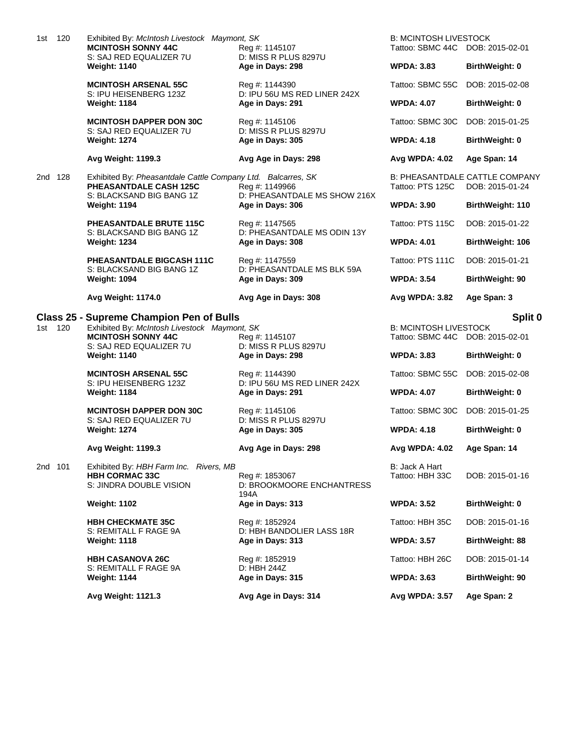1st 120 Exhibited By: *McIntosh Livestock Maymont, SK* B: MCINTOSH LIVESTOCK

| | | | |
|---|---|---|---|
| **MCINTOSH SONNY 44C** | Reg #: 1145107 | Tattoo: SBMC 44C | DOB: 2015-02-01 |
| S: SAJ RED EQUALIZER 7U | D: MISS R PLUS 8297U | | |
| **Weight: 1140** | **Age in Days: 298** | **WPDA: 3.83** | **BirthWeight: 0** |
| **MCINTOSH ARSENAL 55C** | Reg #: 1144390 | Tattoo: SBMC 55C | DOB: 2015-02-08 |
| S: IPU HEISENBERG 123Z | D: IPU 56U MS RED LINER 242X | | |
| **Weight: 1184** | **Age in Days: 291** | **WPDA: 4.07** | **BirthWeight: 0** |
| **MCINTOSH DAPPER DON 30C** | Reg #: 1145106 | Tattoo: SBMC 30C | DOB: 2015-01-25 |
| S: SAJ RED EQUALIZER 7U | D: MISS R PLUS 8297U | | |
| **Weight: 1274** | **Age in Days: 305** | **WPDA: 4.18** | **BirthWeight: 0** |
| **Avg Weight: 1199.3** | **Avg Age in Days: 298** | **Avg WPDA: 4.02** | **Age Span: 14** |

2nd 128 Exhibited By: *Pheasantdale Cattle Company Ltd. Balcarres, SK* B: PHEASANTDALE CATTLE COMPANY

| | | | |
|---|---|---|---|
| **PHEASANTDALE CASH 125C** | Reg #: 1149966 | Tattoo: PTS 125C | DOB: 2015-01-24 |
| S: BLACKSAND BIG BANG 1Z | D: PHEASANTDALE MS SHOW 216X | | |
| **Weight: 1194** | **Age in Days: 306** | **WPDA: 3.90** | **BirthWeight: 110** |
| **PHEASANTDALE BRUTE 115C** | Reg #: 1147565 | Tattoo: PTS 115C | DOB: 2015-01-22 |
| S: BLACKSAND BIG BANG 1Z | D: PHEASANTDALE MS ODIN 13Y | | |
| **Weight: 1234** | **Age in Days: 308** | **WPDA: 4.01** | **BirthWeight: 106** |
| **PHEASANTDALE BIGCASH 111C** | Reg #: 1147559 | Tattoo: PTS 111C | DOB: 2015-01-21 |
| S: BLACKSAND BIG BANG 1Z | D: PHEASANTDALE MS BLK 59A | | |
| **Weight: 1094** | **Age in Days: 309** | **WPDA: 3.54** | **BirthWeight: 90** |
| **Avg Weight: 1174.0** | **Avg Age in Days: 308** | **Avg WPDA: 3.82** | **Age Span: 3** |

## Class 25 - Supreme Champion Pen of Bulls — Split 0

1st 120 Exhibited By: *McIntosh Livestock Maymont, SK* B: MCINTOSH LIVESTOCK

| | | | |
|---|---|---|---|
| **MCINTOSH SONNY 44C** | Reg #: 1145107 | Tattoo: SBMC 44C | DOB: 2015-02-01 |
| S: SAJ RED EQUALIZER 7U | D: MISS R PLUS 8297U | | |
| **Weight: 1140** | **Age in Days: 298** | **WPDA: 3.83** | **BirthWeight: 0** |
| **MCINTOSH ARSENAL 55C** | Reg #: 1144390 | Tattoo: SBMC 55C | DOB: 2015-02-08 |
| S: IPU HEISENBERG 123Z | D: IPU 56U MS RED LINER 242X | | |
| **Weight: 1184** | **Age in Days: 291** | **WPDA: 4.07** | **BirthWeight: 0** |
| **MCINTOSH DAPPER DON 30C** | Reg #: 1145106 | Tattoo: SBMC 30C | DOB: 2015-01-25 |
| S: SAJ RED EQUALIZER 7U | D: MISS R PLUS 8297U | | |
| **Weight: 1274** | **Age in Days: 305** | **WPDA: 4.18** | **BirthWeight: 0** |
| **Avg Weight: 1199.3** | **Avg Age in Days: 298** | **Avg WPDA: 4.02** | **Age Span: 14** |

2nd 101 Exhibited By: *HBH Farm Inc. Rivers, MB* B: Jack A Hart

| | | | |
|---|---|---|---|
| **HBH CORMAC 33C** | Reg #: 1853067 | Tattoo: HBH 33C | DOB: 2015-01-16 |
| S: JINDRA DOUBLE VISION | D: BROOKMOORE ENCHANTRESS 194A | | |
| **Weight: 1102** | **Age in Days: 313** | **WPDA: 3.52** | **BirthWeight: 0** |
| **HBH CHECKMATE 35C** | Reg #: 1852924 | Tattoo: HBH 35C | DOB: 2015-01-16 |
| S: REMITALL F RAGE 9A | D: HBH BANDOLIER LASS 18R | | |
| **Weight: 1118** | **Age in Days: 313** | **WPDA: 3.57** | **BirthWeight: 88** |
| **HBH CASANOVA 26C** | Reg #: 1852919 | Tattoo: HBH 26C | DOB: 2015-01-14 |
| S: REMITALL F RAGE 9A | D: HBH 244Z | | |
| **Weight: 1144** | **Age in Days: 315** | **WPDA: 3.63** | **BirthWeight: 90** |
| **Avg Weight: 1121.3** | **Avg Age in Days: 314** | **Avg WPDA: 3.57** | **Age Span: 2** |